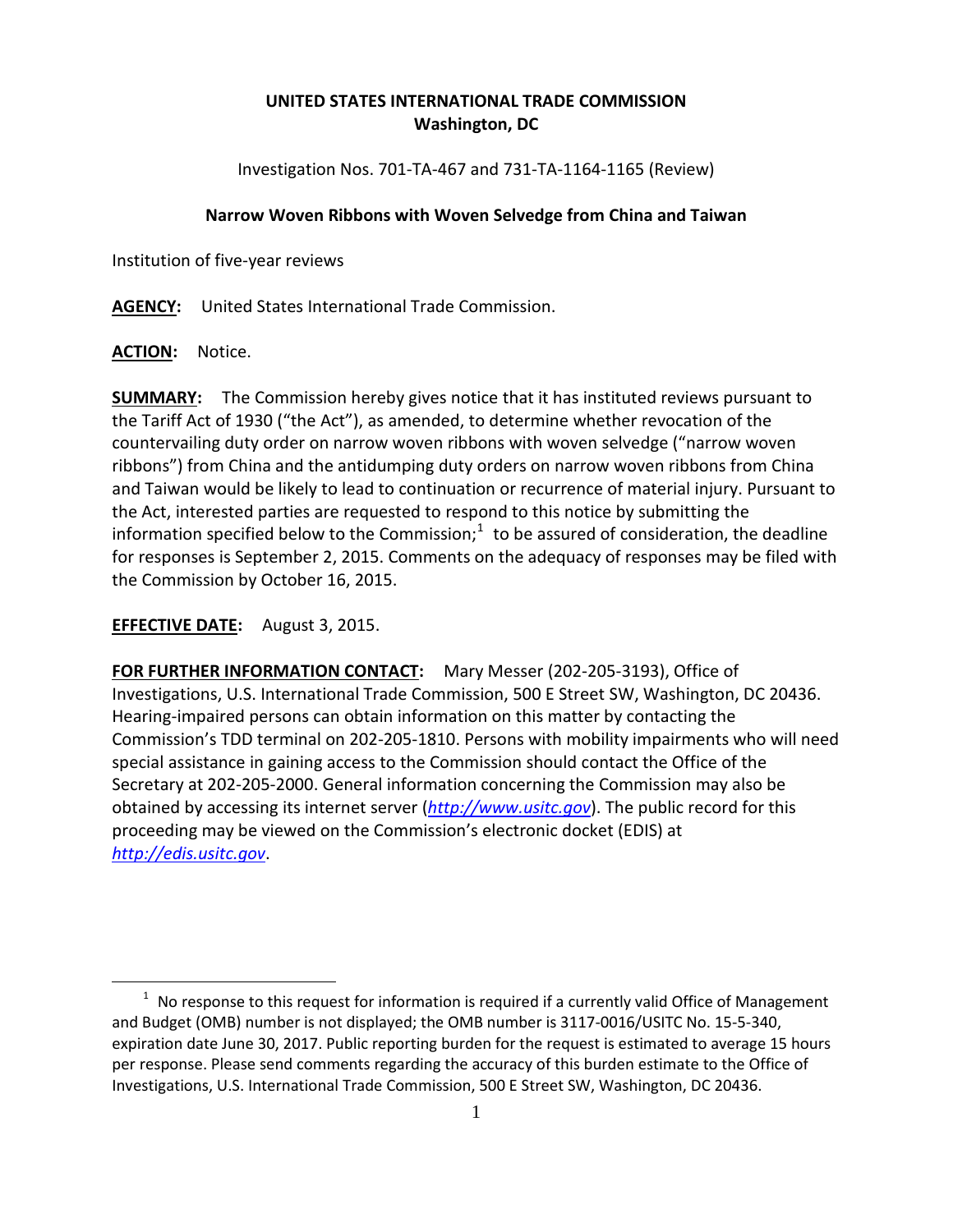**UNITED STATES INTERNATIONAL TRADE COMMISSION**
**Washington, DC**

Investigation Nos. 701-TA-467 and 731-TA-1164-1165 (Review)

**Narrow Woven Ribbons with Woven Selvedge from China and Taiwan**

Institution of five-year reviews

**AGENCY:** United States International Trade Commission.

**ACTION:** Notice.

**SUMMARY:** The Commission hereby gives notice that it has instituted reviews pursuant to the Tariff Act of 1930 ("the Act"), as amended, to determine whether revocation of the countervailing duty order on narrow woven ribbons with woven selvedge ("narrow woven ribbons") from China and the antidumping duty orders on narrow woven ribbons from China and Taiwan would be likely to lead to continuation or recurrence of material injury. Pursuant to the Act, interested parties are requested to respond to this notice by submitting the information specified below to the Commission;[1] to be assured of consideration, the deadline for responses is September 2, 2015. Comments on the adequacy of responses may be filed with the Commission by October 16, 2015.

**EFFECTIVE DATE:** August 3, 2015.

**FOR FURTHER INFORMATION CONTACT:** Mary Messer (202-205-3193), Office of Investigations, U.S. International Trade Commission, 500 E Street SW, Washington, DC 20436. Hearing-impaired persons can obtain information on this matter by contacting the Commission's TDD terminal on 202-205-1810. Persons with mobility impairments who will need special assistance in gaining access to the Commission should contact the Office of the Secretary at 202-205-2000. General information concerning the Commission may also be obtained by accessing its internet server (*http://www.usitc.gov*). The public record for this proceeding may be viewed on the Commission's electronic docket (EDIS) at *http://edis.usitc.gov*.

---

[1] No response to this request for information is required if a currently valid Office of Management and Budget (OMB) number is not displayed; the OMB number is 3117-0016/USITC No. 15-5-340, expiration date June 30, 2017. Public reporting burden for the request is estimated to average 15 hours per response. Please send comments regarding the accuracy of this burden estimate to the Office of Investigations, U.S. International Trade Commission, 500 E Street SW, Washington, DC 20436.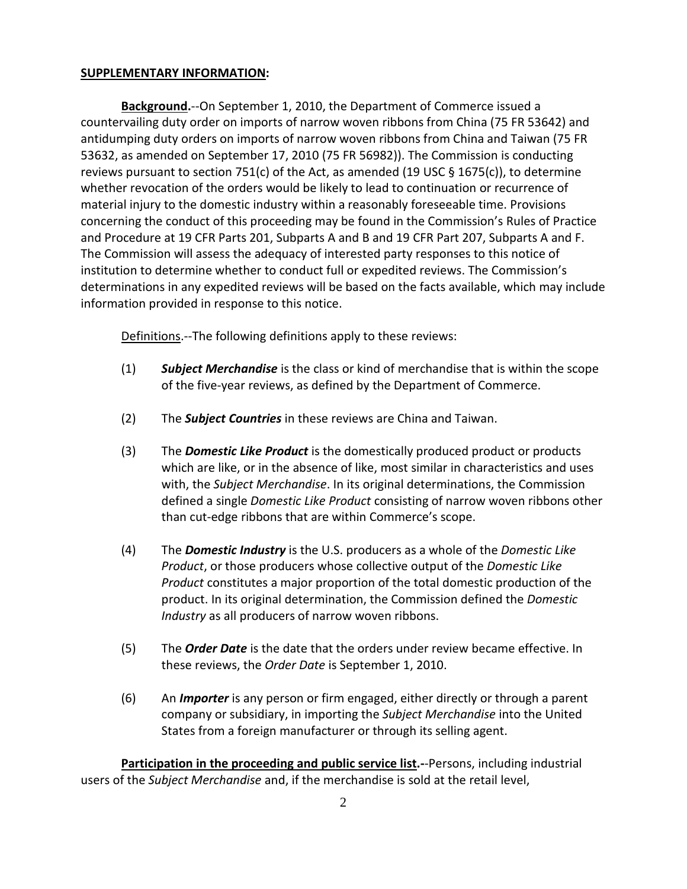**SUPPLEMENTARY INFORMATION:**

**Background.**--On September 1, 2010, the Department of Commerce issued a countervailing duty order on imports of narrow woven ribbons from China (75 FR 53642) and antidumping duty orders on imports of narrow woven ribbons from China and Taiwan (75 FR 53632, as amended on September 17, 2010 (75 FR 56982)). The Commission is conducting reviews pursuant to section 751(c) of the Act, as amended (19 USC § 1675(c)), to determine whether revocation of the orders would be likely to lead to continuation or recurrence of material injury to the domestic industry within a reasonably foreseeable time. Provisions concerning the conduct of this proceeding may be found in the Commission's Rules of Practice and Procedure at 19 CFR Parts 201, Subparts A and B and 19 CFR Part 207, Subparts A and F. The Commission will assess the adequacy of interested party responses to this notice of institution to determine whether to conduct full or expedited reviews. The Commission's determinations in any expedited reviews will be based on the facts available, which may include information provided in response to this notice.

Definitions.--The following definitions apply to these reviews:

(1) ***Subject Merchandise*** is the class or kind of merchandise that is within the scope of the five-year reviews, as defined by the Department of Commerce.

(2) The ***Subject Countries*** in these reviews are China and Taiwan.

(3) The ***Domestic Like Product*** is the domestically produced product or products which are like, or in the absence of like, most similar in characteristics and uses with, the *Subject Merchandise*. In its original determinations, the Commission defined a single *Domestic Like Product* consisting of narrow woven ribbons other than cut-edge ribbons that are within Commerce's scope.

(4) The ***Domestic Industry*** is the U.S. producers as a whole of the *Domestic Like Product*, or those producers whose collective output of the *Domestic Like Product* constitutes a major proportion of the total domestic production of the product. In its original determination, the Commission defined the *Domestic Industry* as all producers of narrow woven ribbons.

(5) The ***Order Date*** is the date that the orders under review became effective. In these reviews, the *Order Date* is September 1, 2010.

(6) An ***Importer*** is any person or firm engaged, either directly or through a parent company or subsidiary, in importing the *Subject Merchandise* into the United States from a foreign manufacturer or through its selling agent.

**Participation in the proceeding and public service list.**--Persons, including industrial users of the *Subject Merchandise* and, if the merchandise is sold at the retail level,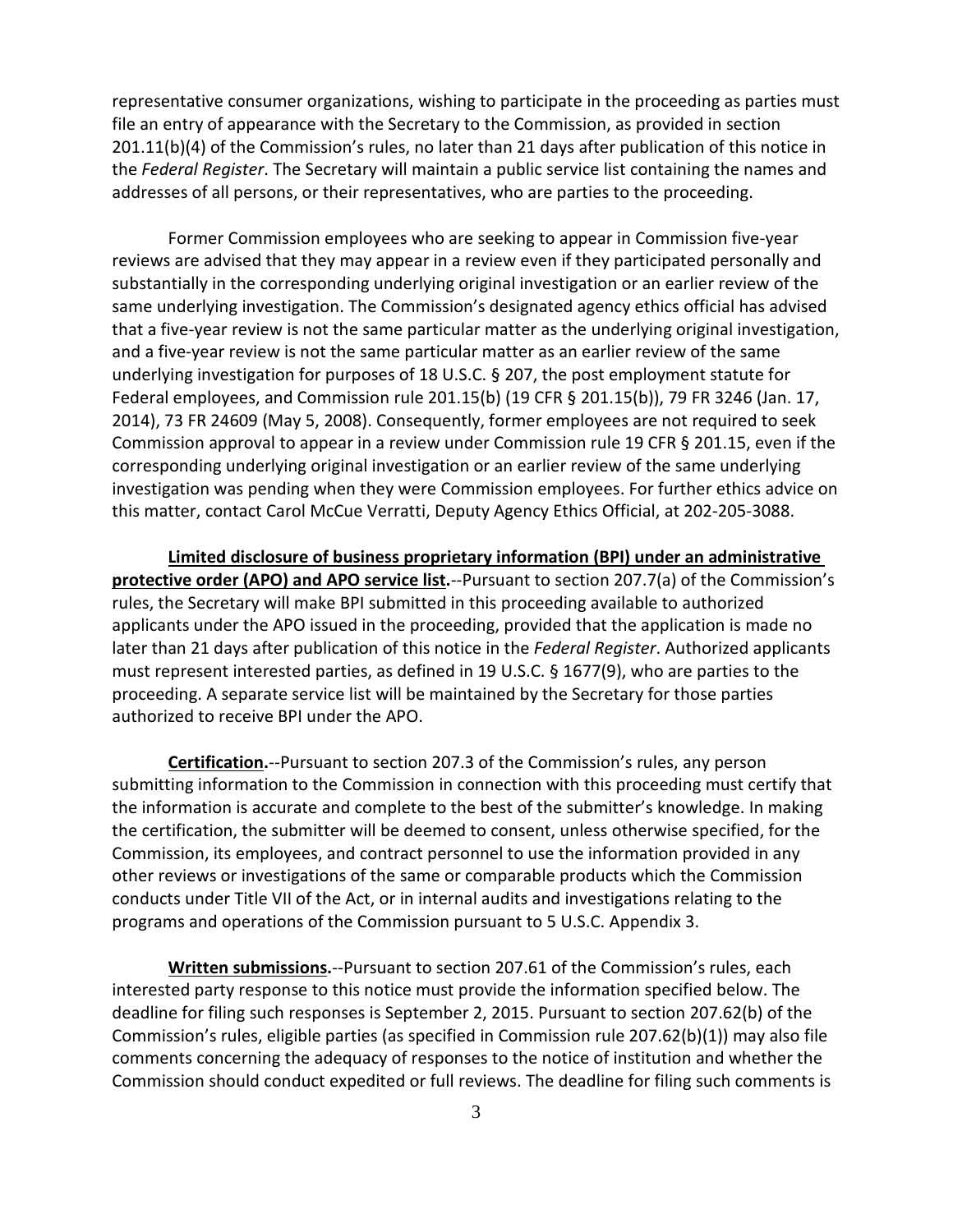representative consumer organizations, wishing to participate in the proceeding as parties must file an entry of appearance with the Secretary to the Commission, as provided in section 201.11(b)(4) of the Commission's rules, no later than 21 days after publication of this notice in the *Federal Register*. The Secretary will maintain a public service list containing the names and addresses of all persons, or their representatives, who are parties to the proceeding.

Former Commission employees who are seeking to appear in Commission five-year reviews are advised that they may appear in a review even if they participated personally and substantially in the corresponding underlying original investigation or an earlier review of the same underlying investigation. The Commission's designated agency ethics official has advised that a five-year review is not the same particular matter as the underlying original investigation, and a five-year review is not the same particular matter as an earlier review of the same underlying investigation for purposes of 18 U.S.C. § 207, the post employment statute for Federal employees, and Commission rule 201.15(b) (19 CFR § 201.15(b)), 79 FR 3246 (Jan. 17, 2014), 73 FR 24609 (May 5, 2008). Consequently, former employees are not required to seek Commission approval to appear in a review under Commission rule 19 CFR § 201.15, even if the corresponding underlying original investigation or an earlier review of the same underlying investigation was pending when they were Commission employees. For further ethics advice on this matter, contact Carol McCue Verratti, Deputy Agency Ethics Official, at 202-205-3088.

**Limited disclosure of business proprietary information (BPI) under an administrative protective order (APO) and APO service list.**--Pursuant to section 207.7(a) of the Commission's rules, the Secretary will make BPI submitted in this proceeding available to authorized applicants under the APO issued in the proceeding, provided that the application is made no later than 21 days after publication of this notice in the *Federal Register*. Authorized applicants must represent interested parties, as defined in 19 U.S.C. § 1677(9), who are parties to the proceeding. A separate service list will be maintained by the Secretary for those parties authorized to receive BPI under the APO.

**Certification.**--Pursuant to section 207.3 of the Commission's rules, any person submitting information to the Commission in connection with this proceeding must certify that the information is accurate and complete to the best of the submitter's knowledge. In making the certification, the submitter will be deemed to consent, unless otherwise specified, for the Commission, its employees, and contract personnel to use the information provided in any other reviews or investigations of the same or comparable products which the Commission conducts under Title VII of the Act, or in internal audits and investigations relating to the programs and operations of the Commission pursuant to 5 U.S.C. Appendix 3.

**Written submissions.**--Pursuant to section 207.61 of the Commission's rules, each interested party response to this notice must provide the information specified below. The deadline for filing such responses is September 2, 2015. Pursuant to section 207.62(b) of the Commission's rules, eligible parties (as specified in Commission rule 207.62(b)(1)) may also file comments concerning the adequacy of responses to the notice of institution and whether the Commission should conduct expedited or full reviews. The deadline for filing such comments is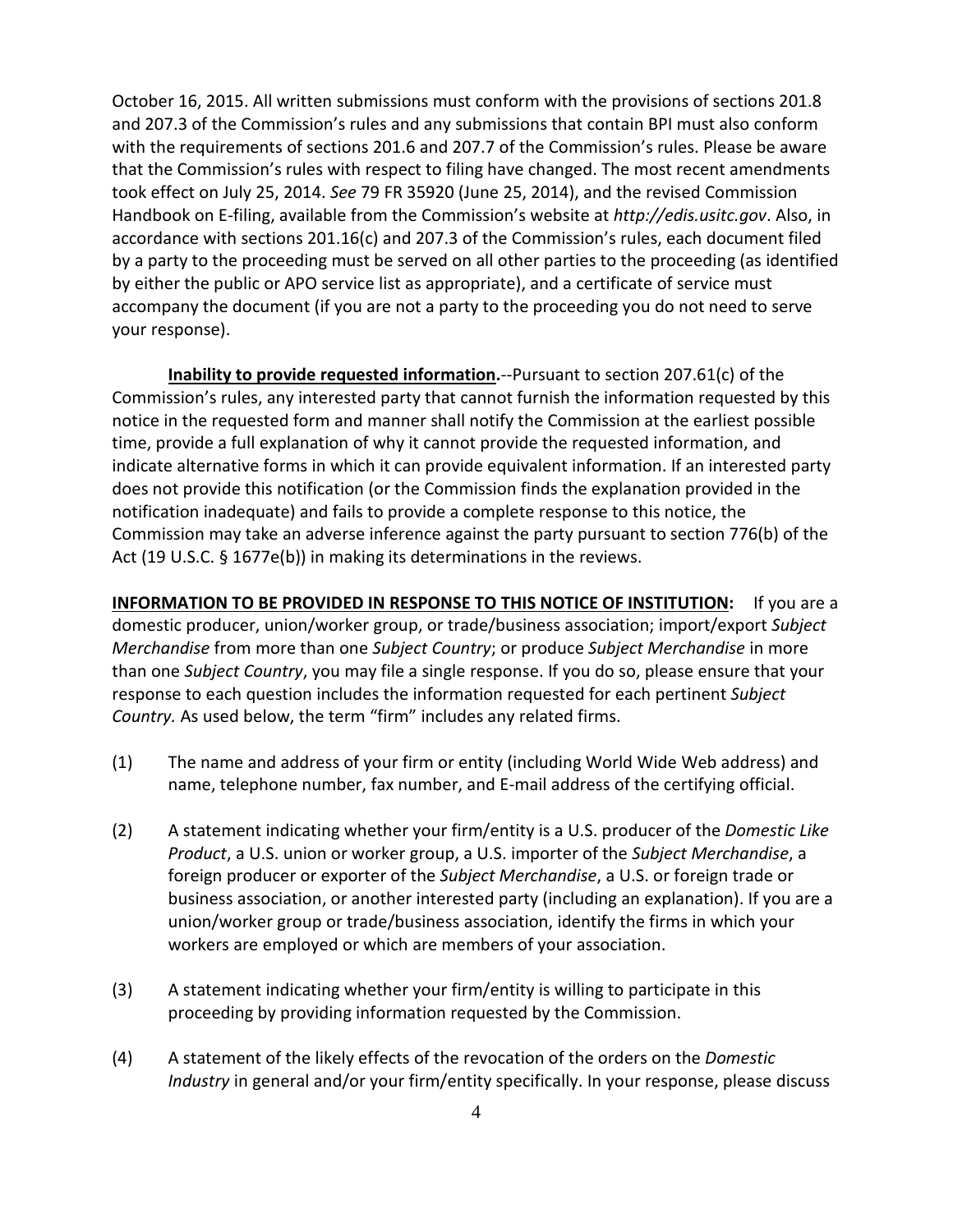October 16, 2015. All written submissions must conform with the provisions of sections 201.8 and 207.3 of the Commission's rules and any submissions that contain BPI must also conform with the requirements of sections 201.6 and 207.7 of the Commission's rules. Please be aware that the Commission's rules with respect to filing have changed. The most recent amendments took effect on July 25, 2014. *See* 79 FR 35920 (June 25, 2014), and the revised Commission Handbook on E-filing, available from the Commission's website at *http://edis.usitc.gov*. Also, in accordance with sections 201.16(c) and 207.3 of the Commission's rules, each document filed by a party to the proceeding must be served on all other parties to the proceeding (as identified by either the public or APO service list as appropriate), and a certificate of service must accompany the document (if you are not a party to the proceeding you do not need to serve your response).

**Inability to provide requested information.**--Pursuant to section 207.61(c) of the Commission's rules, any interested party that cannot furnish the information requested by this notice in the requested form and manner shall notify the Commission at the earliest possible time, provide a full explanation of why it cannot provide the requested information, and indicate alternative forms in which it can provide equivalent information. If an interested party does not provide this notification (or the Commission finds the explanation provided in the notification inadequate) and fails to provide a complete response to this notice, the Commission may take an adverse inference against the party pursuant to section 776(b) of the Act (19 U.S.C. § 1677e(b)) in making its determinations in the reviews.

**INFORMATION TO BE PROVIDED IN RESPONSE TO THIS NOTICE OF INSTITUTION:** If you are a domestic producer, union/worker group, or trade/business association; import/export *Subject Merchandise* from more than one *Subject Country*; or produce *Subject Merchandise* in more than one *Subject Country*, you may file a single response. If you do so, please ensure that your response to each question includes the information requested for each pertinent *Subject Country.* As used below, the term "firm" includes any related firms.

(1) The name and address of your firm or entity (including World Wide Web address) and name, telephone number, fax number, and E-mail address of the certifying official.

(2) A statement indicating whether your firm/entity is a U.S. producer of the *Domestic Like Product*, a U.S. union or worker group, a U.S. importer of the *Subject Merchandise*, a foreign producer or exporter of the *Subject Merchandise*, a U.S. or foreign trade or business association, or another interested party (including an explanation). If you are a union/worker group or trade/business association, identify the firms in which your workers are employed or which are members of your association.

(3) A statement indicating whether your firm/entity is willing to participate in this proceeding by providing information requested by the Commission.

(4) A statement of the likely effects of the revocation of the orders on the *Domestic Industry* in general and/or your firm/entity specifically. In your response, please discuss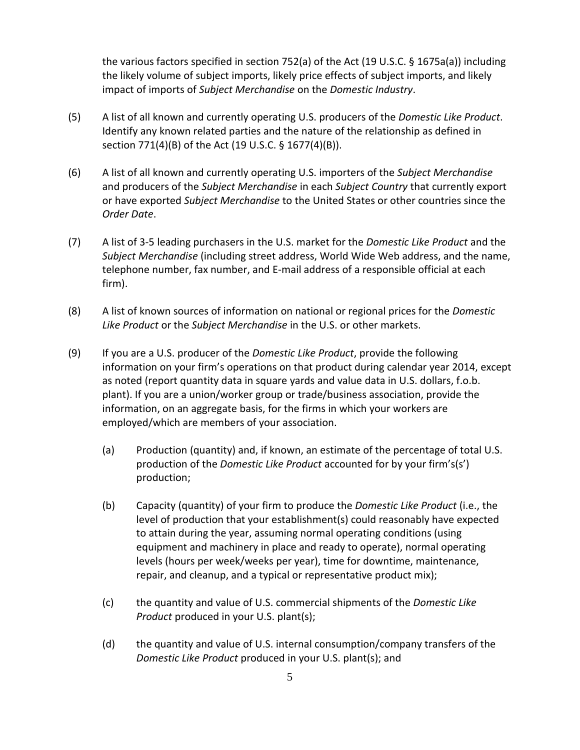the various factors specified in section 752(a) of the Act (19 U.S.C. § 1675a(a)) including the likely volume of subject imports, likely price effects of subject imports, and likely impact of imports of *Subject Merchandise* on the *Domestic Industry*.

(5) A list of all known and currently operating U.S. producers of the *Domestic Like Product*. Identify any known related parties and the nature of the relationship as defined in section 771(4)(B) of the Act (19 U.S.C. § 1677(4)(B)).

(6) A list of all known and currently operating U.S. importers of the *Subject Merchandise* and producers of the *Subject Merchandise* in each *Subject Country* that currently export or have exported *Subject Merchandise* to the United States or other countries since the *Order Date*.

(7) A list of 3-5 leading purchasers in the U.S. market for the *Domestic Like Product* and the *Subject Merchandise* (including street address, World Wide Web address, and the name, telephone number, fax number, and E-mail address of a responsible official at each firm).

(8) A list of known sources of information on national or regional prices for the *Domestic Like Product* or the *Subject Merchandise* in the U.S. or other markets.

(9) If you are a U.S. producer of the *Domestic Like Product*, provide the following information on your firm's operations on that product during calendar year 2014, except as noted (report quantity data in square yards and value data in U.S. dollars, f.o.b. plant). If you are a union/worker group or trade/business association, provide the information, on an aggregate basis, for the firms in which your workers are employed/which are members of your association.

   (a) Production (quantity) and, if known, an estimate of the percentage of total U.S. production of the *Domestic Like Product* accounted for by your firm's(s') production;

   (b) Capacity (quantity) of your firm to produce the *Domestic Like Product* (i.e., the level of production that your establishment(s) could reasonably have expected to attain during the year, assuming normal operating conditions (using equipment and machinery in place and ready to operate), normal operating levels (hours per week/weeks per year), time for downtime, maintenance, repair, and cleanup, and a typical or representative product mix);

   (c) the quantity and value of U.S. commercial shipments of the *Domestic Like Product* produced in your U.S. plant(s);

   (d) the quantity and value of U.S. internal consumption/company transfers of the *Domestic Like Product* produced in your U.S. plant(s); and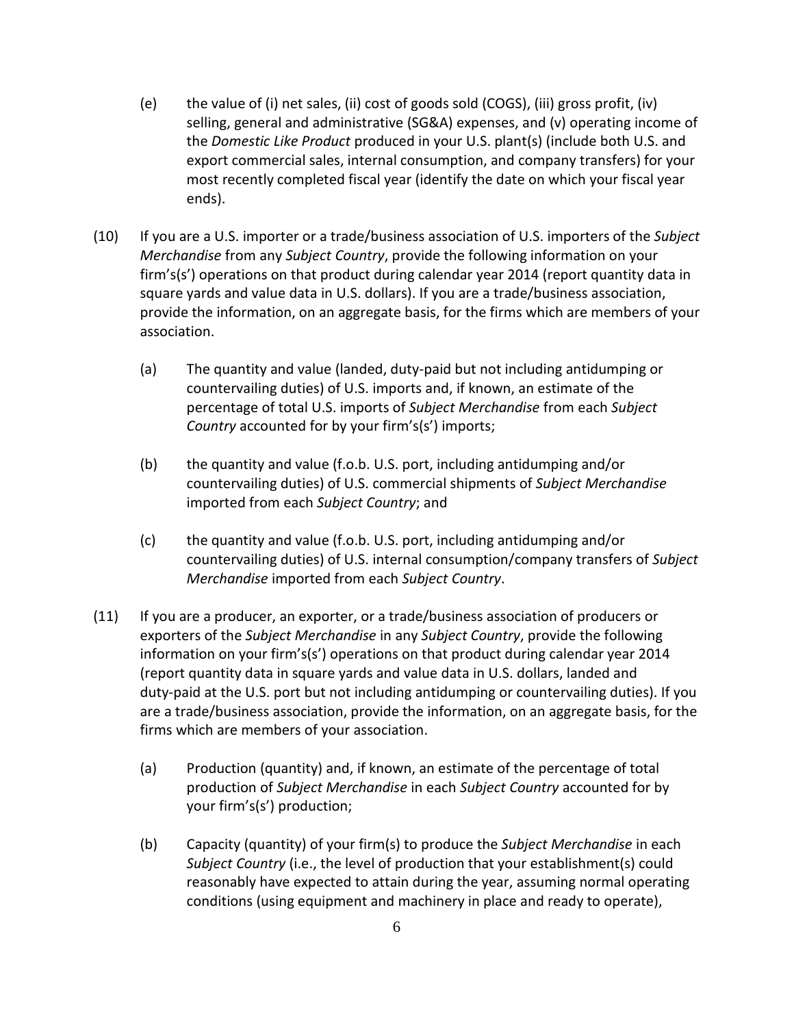(e) the value of (i) net sales, (ii) cost of goods sold (COGS), (iii) gross profit, (iv) selling, general and administrative (SG&A) expenses, and (v) operating income of the *Domestic Like Product* produced in your U.S. plant(s) (include both U.S. and export commercial sales, internal consumption, and company transfers) for your most recently completed fiscal year (identify the date on which your fiscal year ends).

(10) If you are a U.S. importer or a trade/business association of U.S. importers of the *Subject Merchandise* from any *Subject Country*, provide the following information on your firm's(s') operations on that product during calendar year 2014 (report quantity data in square yards and value data in U.S. dollars). If you are a trade/business association, provide the information, on an aggregate basis, for the firms which are members of your association.

(a) The quantity and value (landed, duty-paid but not including antidumping or countervailing duties) of U.S. imports and, if known, an estimate of the percentage of total U.S. imports of *Subject Merchandise* from each *Subject Country* accounted for by your firm's(s') imports;

(b) the quantity and value (f.o.b. U.S. port, including antidumping and/or countervailing duties) of U.S. commercial shipments of *Subject Merchandise* imported from each *Subject Country*; and

(c) the quantity and value (f.o.b. U.S. port, including antidumping and/or countervailing duties) of U.S. internal consumption/company transfers of *Subject Merchandise* imported from each *Subject Country*.

(11) If you are a producer, an exporter, or a trade/business association of producers or exporters of the *Subject Merchandise* in any *Subject Country*, provide the following information on your firm's(s') operations on that product during calendar year 2014 (report quantity data in square yards and value data in U.S. dollars, landed and duty-paid at the U.S. port but not including antidumping or countervailing duties). If you are a trade/business association, provide the information, on an aggregate basis, for the firms which are members of your association.

(a) Production (quantity) and, if known, an estimate of the percentage of total production of *Subject Merchandise* in each *Subject Country* accounted for by your firm's(s') production;

(b) Capacity (quantity) of your firm(s) to produce the *Subject Merchandise* in each *Subject Country* (i.e., the level of production that your establishment(s) could reasonably have expected to attain during the year, assuming normal operating conditions (using equipment and machinery in place and ready to operate),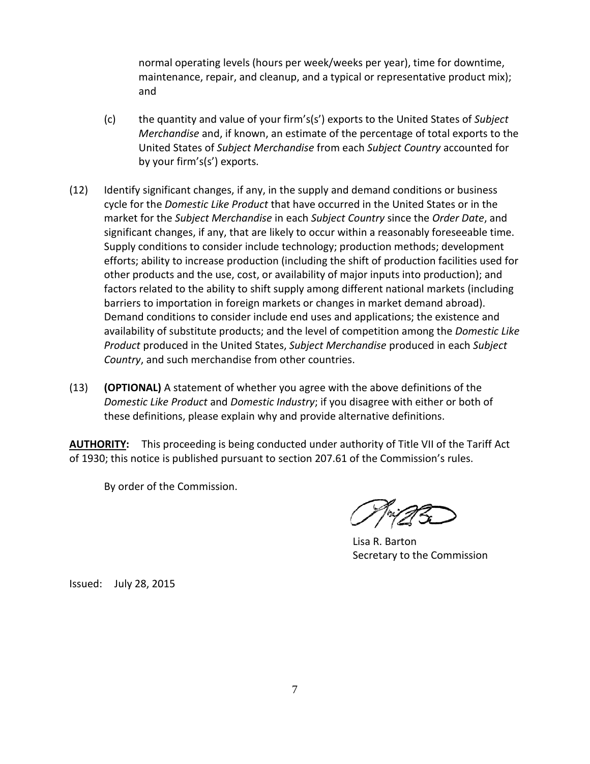normal operating levels (hours per week/weeks per year), time for downtime, maintenance, repair, and cleanup, and a typical or representative product mix); and

(c) the quantity and value of your firm's(s') exports to the United States of *Subject Merchandise* and, if known, an estimate of the percentage of total exports to the United States of *Subject Merchandise* from each *Subject Country* accounted for by your firm's(s') exports.

(12) Identify significant changes, if any, in the supply and demand conditions or business cycle for the *Domestic Like Product* that have occurred in the United States or in the market for the *Subject Merchandise* in each *Subject Country* since the *Order Date*, and significant changes, if any, that are likely to occur within a reasonably foreseeable time. Supply conditions to consider include technology; production methods; development efforts; ability to increase production (including the shift of production facilities used for other products and the use, cost, or availability of major inputs into production); and factors related to the ability to shift supply among different national markets (including barriers to importation in foreign markets or changes in market demand abroad). Demand conditions to consider include end uses and applications; the existence and availability of substitute products; and the level of competition among the *Domestic Like Product* produced in the United States, *Subject Merchandise* produced in each *Subject Country*, and such merchandise from other countries.

(13) **(OPTIONAL)** A statement of whether you agree with the above definitions of the *Domestic Like Product* and *Domestic Industry*; if you disagree with either or both of these definitions, please explain why and provide alternative definitions.

**AUTHORITY:** This proceeding is being conducted under authority of Title VII of the Tariff Act of 1930; this notice is published pursuant to section 207.61 of the Commission's rules.

By order of the Commission.

Lisa R. Barton
Secretary to the Commission

Issued: July 28, 2015